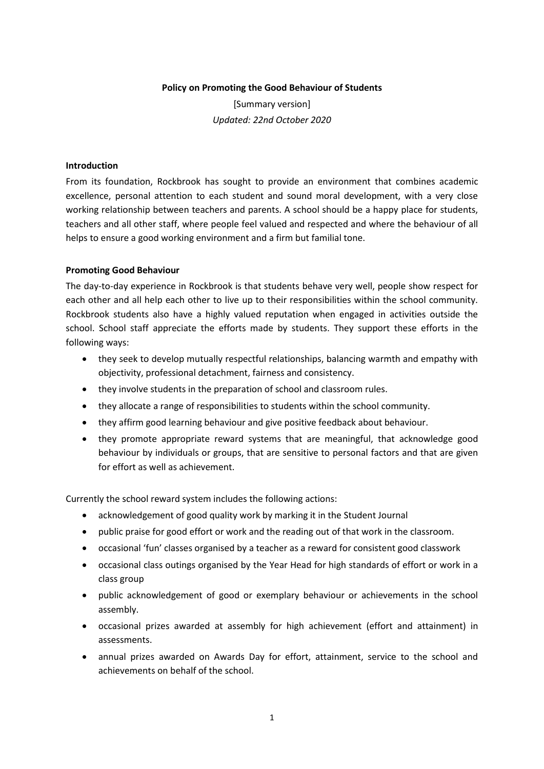**Policy on Promoting the Good Behaviour of Students**

[Summary version]

*Updated: 22nd October 2020*

**Introduction**

From its foundation, Rockbrook has sought to provide an environment that combines academic excellence, personal attention to each student and sound moral development, with a very close working relationship between teachers and parents. A school should be a happy place for students, teachers and all other staff, where people feel valued and respected and where the behaviour of all helps to ensure a good working environment and a firm but familial tone.

**Promoting Good Behaviour**

The day-to-day experience in Rockbrook is that students behave very well, people show respect for each other and all help each other to live up to their responsibilities within the school community. Rockbrook students also have a highly valued reputation when engaged in activities outside the school. School staff appreciate the efforts made by students. They support these efforts in the following ways:

- they seek to develop mutually respectful relationships, balancing warmth and empathy with objectivity, professional detachment, fairness and consistency.
- they involve students in the preparation of school and classroom rules.
- they allocate a range of responsibilities to students within the school community.
- they affirm good learning behaviour and give positive feedback about behaviour.
- they promote appropriate reward systems that are meaningful, that acknowledge good behaviour by individuals or groups, that are sensitive to personal factors and that are given for effort as well as achievement.

Currently the school reward system includes the following actions:

- acknowledgement of good quality work by marking it in the Student Journal
- public praise for good effort or work and the reading out of that work in the classroom.
- occasional 'fun' classes organised by a teacher as a reward for consistent good classwork
- occasional class outings organised by the Year Head for high standards of effort or work in a class group
- public acknowledgement of good or exemplary behaviour or achievements in the school assembly.
- occasional prizes awarded at assembly for high achievement (effort and attainment) in assessments.
- annual prizes awarded on Awards Day for effort, attainment, service to the school and achievements on behalf of the school.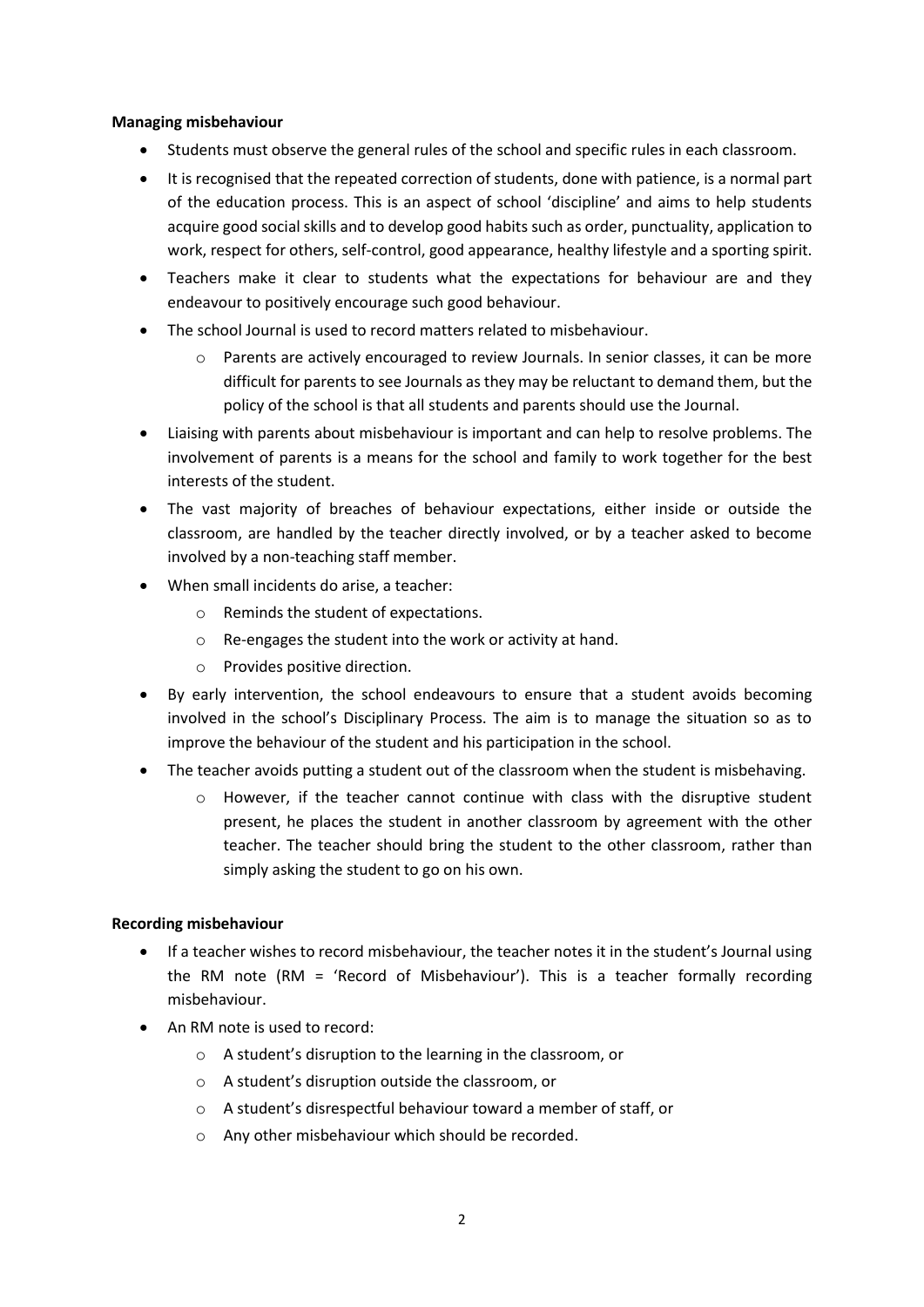**Managing misbehaviour**

- Students must observe the general rules of the school and specific rules in each classroom.
- It is recognised that the repeated correction of students, done with patience, is a normal part of the education process. This is an aspect of school 'discipline' and aims to help students acquire good social skills and to develop good habits such as order, punctuality, application to work, respect for others, self-control, good appearance, healthy lifestyle and a sporting spirit.
- Teachers make it clear to students what the expectations for behaviour are and they endeavour to positively encourage such good behaviour.
- The school Journal is used to record matters related to misbehaviour.
    - Parents are actively encouraged to review Journals. In senior classes, it can be more difficult for parents to see Journals as they may be reluctant to demand them, but the policy of the school is that all students and parents should use the Journal.
- Liaising with parents about misbehaviour is important and can help to resolve problems. The involvement of parents is a means for the school and family to work together for the best interests of the student.
- The vast majority of breaches of behaviour expectations, either inside or outside the classroom, are handled by the teacher directly involved, or by a teacher asked to become involved by a non-teaching staff member.
- When small incidents do arise, a teacher:
    - Reminds the student of expectations.
    - Re-engages the student into the work or activity at hand.
    - Provides positive direction.
- By early intervention, the school endeavours to ensure that a student avoids becoming involved in the school's Disciplinary Process. The aim is to manage the situation so as to improve the behaviour of the student and his participation in the school.
- The teacher avoids putting a student out of the classroom when the student is misbehaving.
    - However, if the teacher cannot continue with class with the disruptive student present, he places the student in another classroom by agreement with the other teacher. The teacher should bring the student to the other classroom, rather than simply asking the student to go on his own.

**Recording misbehaviour**

- If a teacher wishes to record misbehaviour, the teacher notes it in the student's Journal using the RM note (RM = 'Record of Misbehaviour'). This is a teacher formally recording misbehaviour.
- An RM note is used to record:
    - A student's disruption to the learning in the classroom, or
    - A student's disruption outside the classroom, or
    - A student's disrespectful behaviour toward a member of staff, or
    - Any other misbehaviour which should be recorded.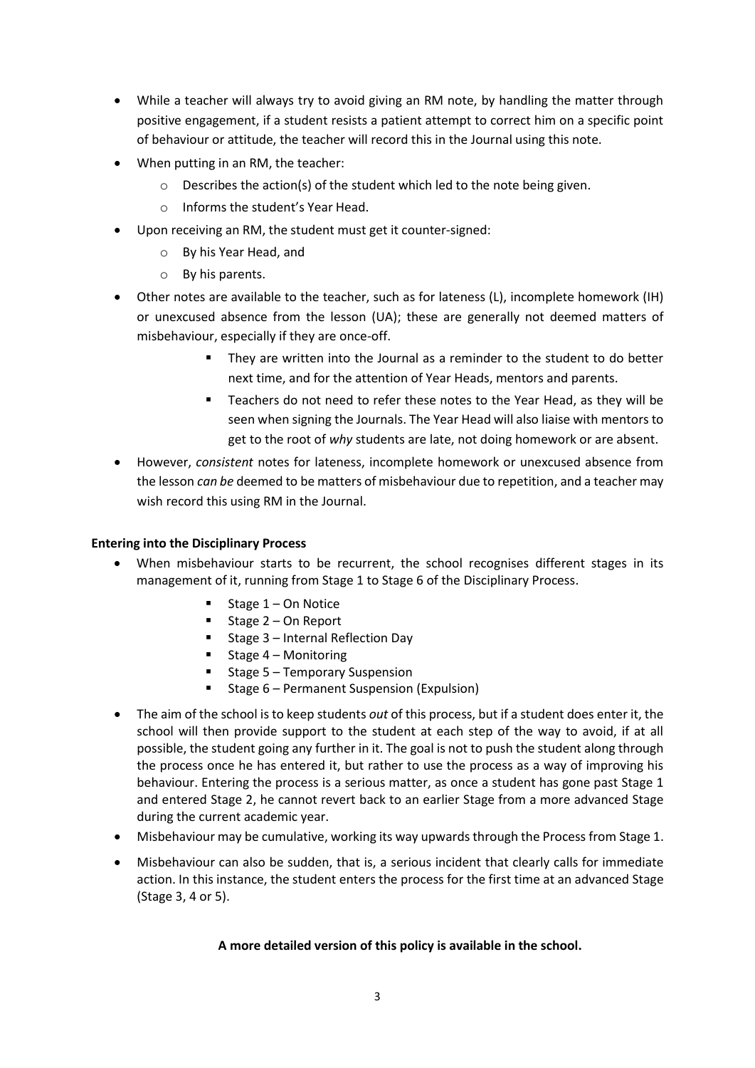- While a teacher will always try to avoid giving an RM note, by handling the matter through positive engagement, if a student resists a patient attempt to correct him on a specific point of behaviour or attitude, the teacher will record this in the Journal using this note.
- When putting in an RM, the teacher:
    - Describes the action(s) of the student which led to the note being given.
    - Informs the student's Year Head.
- Upon receiving an RM, the student must get it counter-signed:
    - By his Year Head, and
    - By his parents.
- Other notes are available to the teacher, such as for lateness (L), incomplete homework (IH) or unexcused absence from the lesson (UA); these are generally not deemed matters of misbehaviour, especially if they are once-off.
    - They are written into the Journal as a reminder to the student to do better next time, and for the attention of Year Heads, mentors and parents.
    - Teachers do not need to refer these notes to the Year Head, as they will be seen when signing the Journals. The Year Head will also liaise with mentors to get to the root of *why* students are late, not doing homework or are absent.
- However, *consistent* notes for lateness, incomplete homework or unexcused absence from the lesson *can be* deemed to be matters of misbehaviour due to repetition, and a teacher may wish record this using RM in the Journal.

**Entering into the Disciplinary Process**

- When misbehaviour starts to be recurrent, the school recognises different stages in its management of it, running from Stage 1 to Stage 6 of the Disciplinary Process.
    - Stage 1 – On Notice
    - Stage 2 – On Report
    - Stage 3 – Internal Reflection Day
    - Stage 4 – Monitoring
    - Stage 5 – Temporary Suspension
    - Stage 6 – Permanent Suspension (Expulsion)
- The aim of the school is to keep students *out* of this process, but if a student does enter it, the school will then provide support to the student at each step of the way to avoid, if at all possible, the student going any further in it. The goal is not to push the student along through the process once he has entered it, but rather to use the process as a way of improving his behaviour. Entering the process is a serious matter, as once a student has gone past Stage 1 and entered Stage 2, he cannot revert back to an earlier Stage from a more advanced Stage during the current academic year.
- Misbehaviour may be cumulative, working its way upwards through the Process from Stage 1.
- Misbehaviour can also be sudden, that is, a serious incident that clearly calls for immediate action. In this instance, the student enters the process for the first time at an advanced Stage (Stage 3, 4 or 5).

**A more detailed version of this policy is available in the school.**